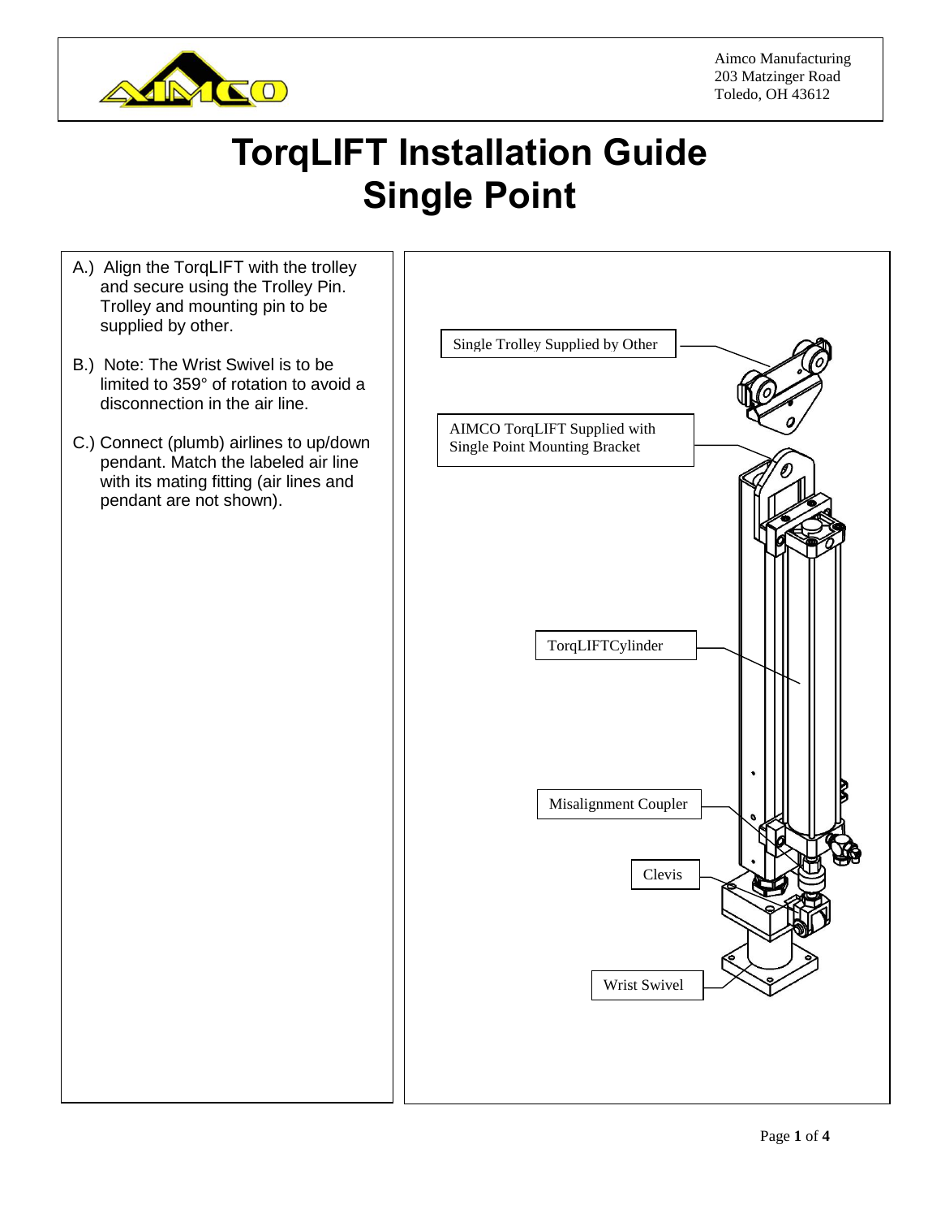Aimco Manufacturing
203 Matzinger Road
Toledo, OH 43612

# TorqLIFT Installation Guide
# Single Point

A.) Align the TorqLIFT with the trolley and secure using the Trolley Pin. Trolley and mounting pin to be supplied by other.

B.) Note: The Wrist Swivel is to be limited to 359° of rotation to avoid a disconnection in the air line.

C.) Connect (plumb) airlines to up/down pendant. Match the labeled air line with its mating fitting (air lines and pendant are not shown).

Single Trolley Supplied by Other

AIMCO TorqLIFT Supplied with Single Point Mounting Bracket

TorqLIFTCylinder

Misalignment Coupler

Clevis

Wrist Swivel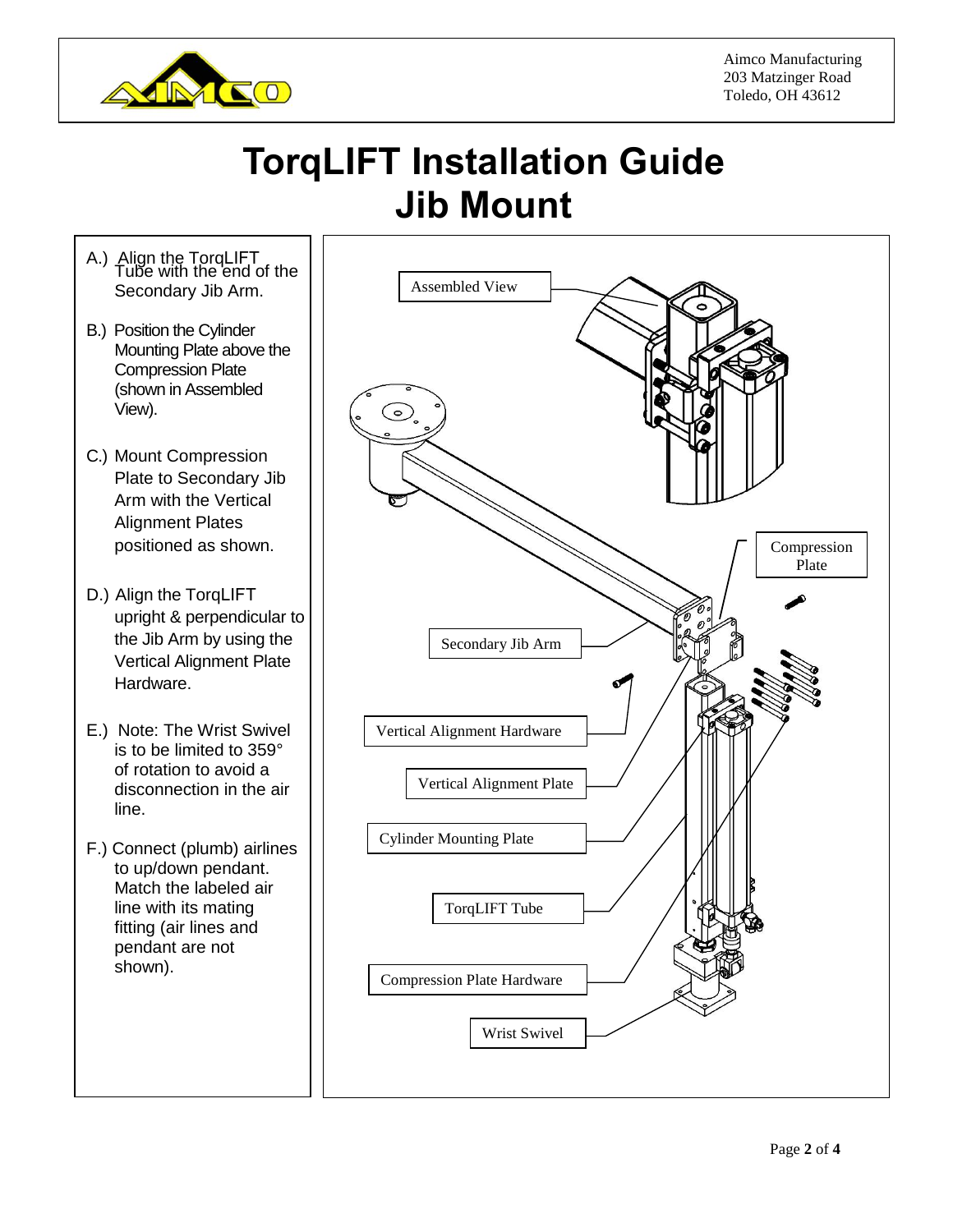Aimco Manufacturing
203 Matzinger Road
Toledo, OH 43612

# TorqLIFT Installation Guide
# Jib Mount

A.) Align the TorqLIFT Tube with the end of the Secondary Jib Arm.

B.) Position the Cylinder Mounting Plate above the Compression Plate (shown in Assembled View).

C.) Mount Compression Plate to Secondary Jib Arm with the Vertical Alignment Plates positioned as shown.

D.) Align the TorqLIFT upright & perpendicular to the Jib Arm by using the Vertical Alignment Plate Hardware.

E.) Note: The Wrist Swivel is to be limited to 359° of rotation to avoid a disconnection in the air line.

F.) Connect (plumb) airlines to up/down pendant. Match the labeled air line with its mating fitting (air lines and pendant are not shown).

Assembled View

Compression Plate

Secondary Jib Arm

Vertical Alignment Hardware

Vertical Alignment Plate

Cylinder Mounting Plate

TorqLIFT Tube

Compression Plate Hardware

Wrist Swivel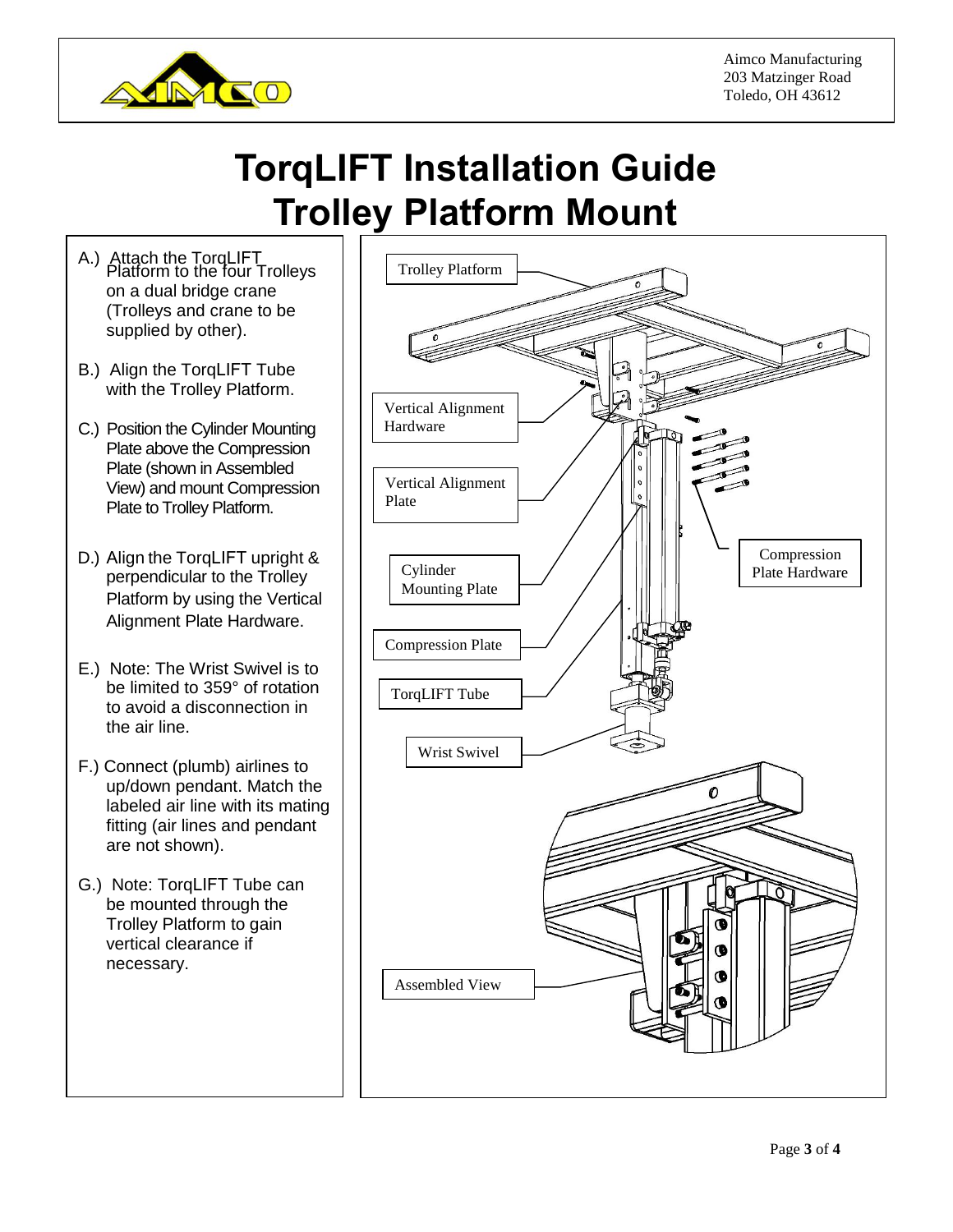Aimco Manufacturing
203 Matzinger Road
Toledo, OH 43612

# TorqLIFT Installation Guide
# Trolley Platform Mount

A.) Attach the TorqLIFT Platform to the four Trolleys on a dual bridge crane (Trolleys and crane to be supplied by other).

B.) Align the TorqLIFT Tube with the Trolley Platform.

C.) Position the Cylinder Mounting Plate above the Compression Plate (shown in Assembled View) and mount Compression Plate to Trolley Platform.

D.) Align the TorqLIFT upright & perpendicular to the Trolley Platform by using the Vertical Alignment Plate Hardware.

E.) Note: The Wrist Swivel is to be limited to 359° of rotation to avoid a disconnection in the air line.

F.) Connect (plumb) airlines to up/down pendant. Match the labeled air line with its mating fitting (air lines and pendant are not shown).

G.) Note: TorqLIFT Tube can be mounted through the Trolley Platform to gain vertical clearance if necessary.

Trolley Platform

Vertical Alignment Hardware

Vertical Alignment Plate

Cylinder Mounting Plate

Compression Plate

TorqLIFT Tube

Wrist Swivel

Compression Plate Hardware

Assembled View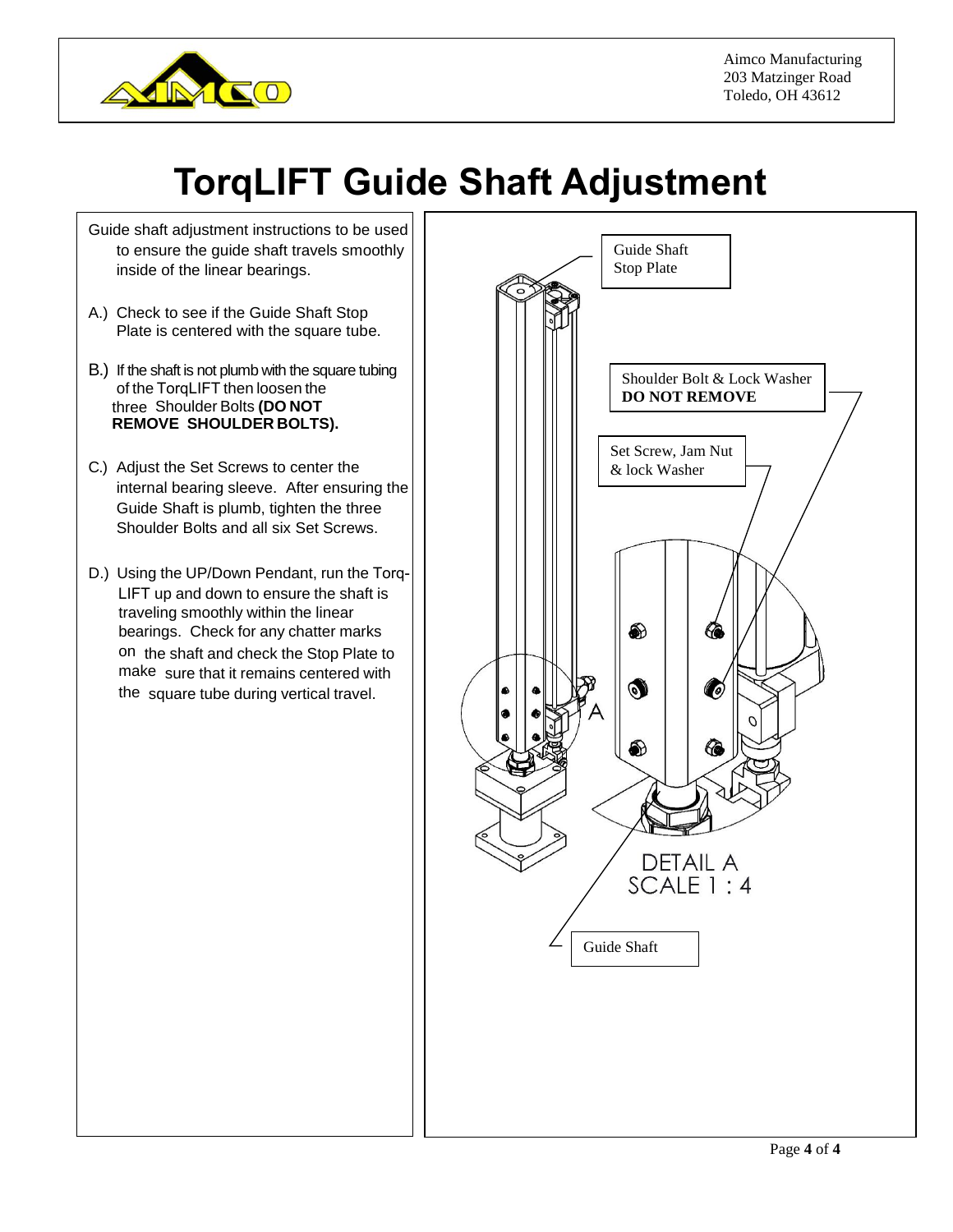Aimco Manufacturing
203 Matzinger Road
Toledo, OH 43612

# TorqLIFT Guide Shaft Adjustment

Guide shaft adjustment instructions to be used to ensure the guide shaft travels smoothly inside of the linear bearings.

A.) Check to see if the Guide Shaft Stop Plate is centered with the square tube.

B.) If the shaft is not plumb with the square tubing of the TorqLIFT then loosen the three Shoulder Bolts **(DO NOT REMOVE SHOULDER BOLTS).**

C.) Adjust the Set Screws to center the internal bearing sleeve. After ensuring the Guide Shaft is plumb, tighten the three Shoulder Bolts and all six Set Screws.

D.) Using the UP/Down Pendant, run the Torq-LIFT up and down to ensure the shaft is traveling smoothly within the linear bearings. Check for any chatter marks on the shaft and check the Stop Plate to make sure that it remains centered with the square tube during vertical travel.

Guide Shaft Stop Plate

Shoulder Bolt & Lock Washer
**DO NOT REMOVE**

Set Screw, Jam Nut & lock Washer

A

DETAIL A
SCALE 1 : 4

Guide Shaft